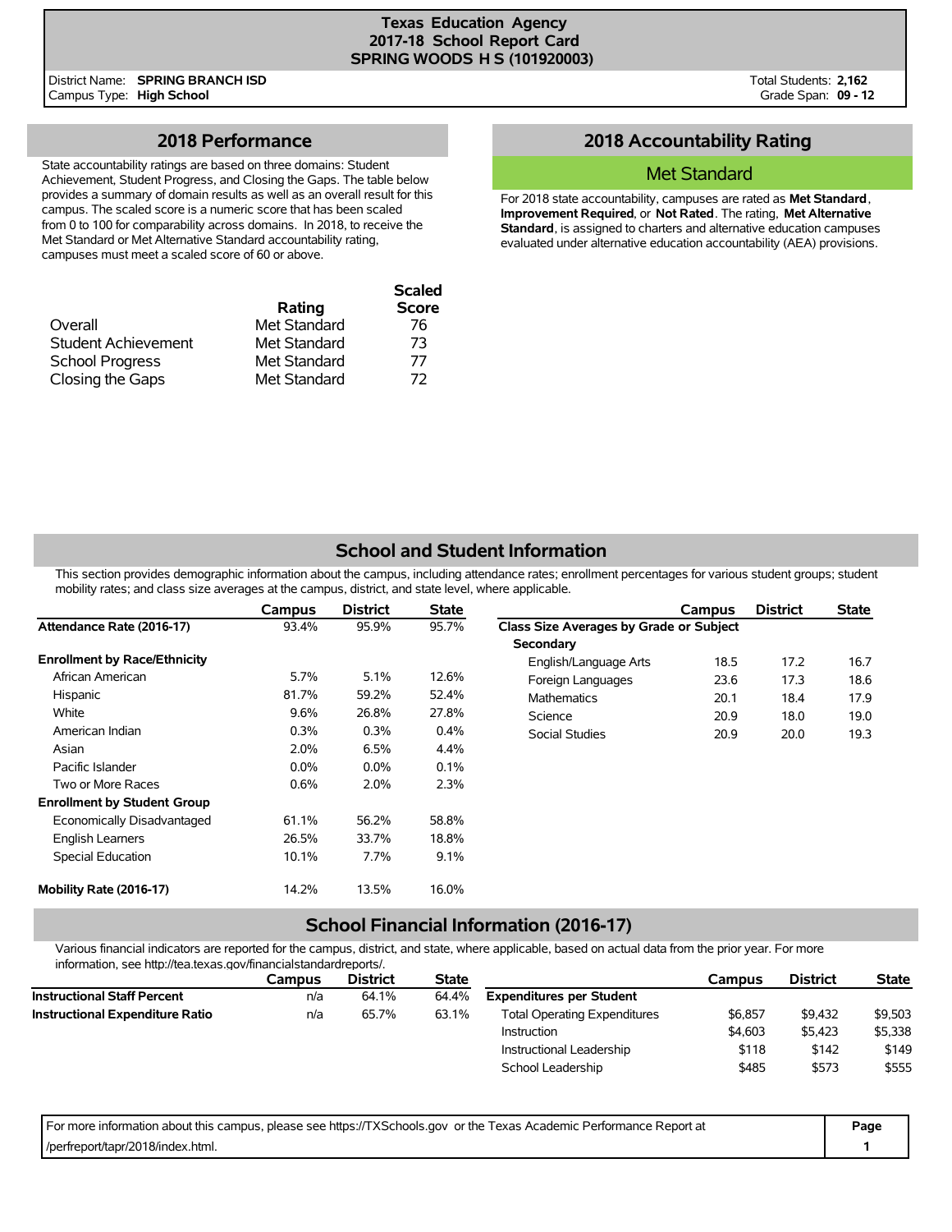# Texas Education Agency
## 2017-18 School Report Card
## SPRING WOODS H S (101920003)

District Name: **SPRING BRANCH ISD**
Campus Type: **High School**

Total Students: **2,162**
Grade Span: **09 - 12**

## 2018 Performance

State accountability ratings are based on three domains: Student Achievement, Student Progress, and Closing the Gaps. The table below provides a summary of domain results as well as an overall result for this campus. The scaled score is a numeric score that has been scaled from 0 to 100 for comparability across domains. In 2018, to receive the Met Standard or Met Alternative Standard accountability rating, campuses must meet a scaled score of 60 or above.

| | Rating | Scaled Score |
|---|---|---|
| Overall | Met Standard | 76 |
| Student Achievement | Met Standard | 73 |
| School Progress | Met Standard | 77 |
| Closing the Gaps | Met Standard | 72 |

## 2018 Accountability Rating

**Met Standard**

For 2018 state accountability, campuses are rated as **Met Standard**, **Improvement Required**, or **Not Rated**. The rating, **Met Alternative Standard**, is assigned to charters and alternative education campuses evaluated under alternative education accountability (AEA) provisions.

## School and Student Information

This section provides demographic information about the campus, including attendance rates; enrollment percentages for various student groups; student mobility rates; and class size averages at the campus, district, and state level, where applicable.

| | Campus | District | State |
|---|---|---|---|
| **Attendance Rate (2016-17)** | 93.4% | 95.9% | 95.7% |
| **Enrollment by Race/Ethnicity** | | | |
| African American | 5.7% | 5.1% | 12.6% |
| Hispanic | 81.7% | 59.2% | 52.4% |
| White | 9.6% | 26.8% | 27.8% |
| American Indian | 0.3% | 0.3% | 0.4% |
| Asian | 2.0% | 6.5% | 4.4% |
| Pacific Islander | 0.0% | 0.0% | 0.1% |
| Two or More Races | 0.6% | 2.0% | 2.3% |
| **Enrollment by Student Group** | | | |
| Economically Disadvantaged | 61.1% | 56.2% | 58.8% |
| English Learners | 26.5% | 33.7% | 18.8% |
| Special Education | 10.1% | 7.7% | 9.1% |
| **Mobility Rate (2016-17)** | 14.2% | 13.5% | 16.0% |

| | Campus | District | State |
|---|---|---|---|
| **Class Size Averages by Grade or Subject** | | | |
| **Secondary** | | | |
| English/Language Arts | 18.5 | 17.2 | 16.7 |
| Foreign Languages | 23.6 | 17.3 | 18.6 |
| Mathematics | 20.1 | 18.4 | 17.9 |
| Science | 20.9 | 18.0 | 19.0 |
| Social Studies | 20.9 | 20.0 | 19.3 |

## School Financial Information (2016-17)

Various financial indicators are reported for the campus, district, and state, where applicable, based on actual data from the prior year. For more information, see http://tea.texas.gov/financialstandardreports/.

| | Campus | District | State |
|---|---|---|---|
| **Instructional Staff Percent** | n/a | 64.1% | 64.4% |
| **Instructional Expenditure Ratio** | n/a | 65.7% | 63.1% |

| | Campus | District | State |
|---|---|---|---|
| **Expenditures per Student** | | | |
| Total Operating Expenditures | $6,857 | $9,432 | $9,503 |
| Instruction | $4,603 | $5,423 | $5,338 |
| Instructional Leadership | $118 | $142 | $149 |
| School Leadership | $485 | $573 | $555 |

For more information about this campus, please see https://TXSchools.gov or the Texas Academic Performance Report at /perfreport/tapr/2018/index.html.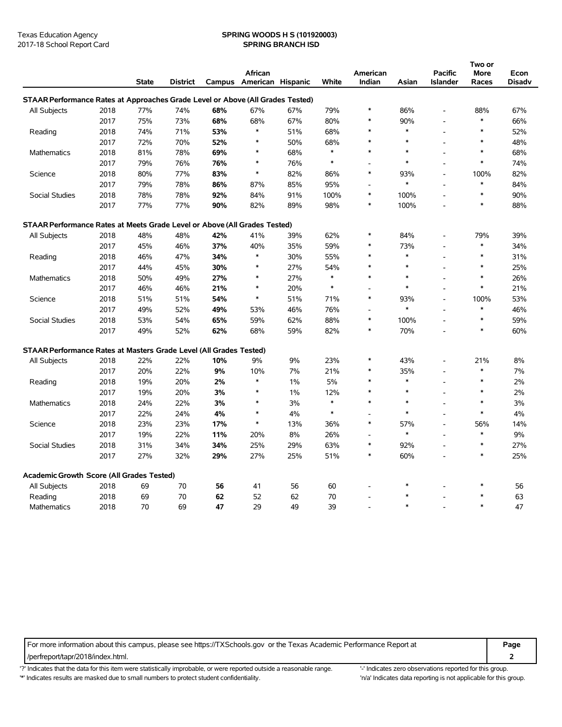Texas Education Agency
2017-18 School Report Card

**SPRING WOODS H S (101920003)**
**SPRING BRANCH ISD**

| | | State | District | Campus | African American | Hispanic | White | American Indian | Asian | Pacific Islander | Two or More Races | Econ Disadv |
|---|---|---|---|---|---|---|---|---|---|---|---|---|
| **STAAR Performance Rates at Approaches Grade Level or Above (All Grades Tested)** | | | | | | | | | | | | |
| All Subjects | 2018 | 77% | 74% | **68%** | 67% | 67% | 79% | * | 86% | - | 88% | 67% |
| | 2017 | 75% | 73% | **68%** | 68% | 67% | 80% | * | 90% | - | * | 66% |
| Reading | 2018 | 74% | 71% | **53%** | * | 51% | 68% | * | * | - | * | 52% |
| | 2017 | 72% | 70% | **52%** | * | 50% | 68% | * | * | - | * | 48% |
| Mathematics | 2018 | 81% | 78% | **69%** | * | 68% | * | * | * | - | * | 68% |
| | 2017 | 79% | 76% | **76%** | * | 76% | * | - | * | - | * | 74% |
| Science | 2018 | 80% | 77% | **83%** | * | 82% | 86% | * | 93% | - | 100% | 82% |
| | 2017 | 79% | 78% | **86%** | 87% | 85% | 95% | - | * | - | * | 84% |
| Social Studies | 2018 | 78% | 78% | **92%** | 84% | 91% | 100% | * | 100% | - | * | 90% |
| | 2017 | 77% | 77% | **90%** | 82% | 89% | 98% | * | 100% | - | * | 88% |
| **STAAR Performance Rates at Meets Grade Level or Above (All Grades Tested)** | | | | | | | | | | | | |
| All Subjects | 2018 | 48% | 48% | **42%** | 41% | 39% | 62% | * | 84% | - | 79% | 39% |
| | 2017 | 45% | 46% | **37%** | 40% | 35% | 59% | * | 73% | - | * | 34% |
| Reading | 2018 | 46% | 47% | **34%** | * | 30% | 55% | * | * | - | * | 31% |
| | 2017 | 44% | 45% | **30%** | * | 27% | 54% | * | * | - | * | 25% |
| Mathematics | 2018 | 50% | 49% | **27%** | * | 27% | * | * | * | - | * | 26% |
| | 2017 | 46% | 46% | **21%** | * | 20% | * | - | * | - | * | 21% |
| Science | 2018 | 51% | 51% | **54%** | * | 51% | 71% | * | 93% | - | 100% | 53% |
| | 2017 | 49% | 52% | **49%** | 53% | 46% | 76% | - | * | - | * | 46% |
| Social Studies | 2018 | 53% | 54% | **65%** | 59% | 62% | 88% | * | 100% | - | * | 59% |
| | 2017 | 49% | 52% | **62%** | 68% | 59% | 82% | * | 70% | - | * | 60% |
| **STAAR Performance Rates at Masters Grade Level (All Grades Tested)** | | | | | | | | | | | | |
| All Subjects | 2018 | 22% | 22% | **10%** | 9% | 9% | 23% | * | 43% | - | 21% | 8% |
| | 2017 | 20% | 22% | **9%** | 10% | 7% | 21% | * | 35% | - | * | 7% |
| Reading | 2018 | 19% | 20% | **2%** | * | 1% | 5% | * | * | - | * | 2% |
| | 2017 | 19% | 20% | **3%** | * | 1% | 12% | * | * | - | * | 2% |
| Mathematics | 2018 | 24% | 22% | **3%** | * | 3% | * | * | * | - | * | 3% |
| | 2017 | 22% | 24% | **4%** | * | 4% | * | - | * | - | * | 4% |
| Science | 2018 | 23% | 23% | **17%** | * | 13% | 36% | * | 57% | - | 56% | 14% |
| | 2017 | 19% | 22% | **11%** | 20% | 8% | 26% | - | * | - | * | 9% |
| Social Studies | 2018 | 31% | 34% | **34%** | 25% | 29% | 63% | * | 92% | - | * | 27% |
| | 2017 | 27% | 32% | **29%** | 27% | 25% | 51% | * | 60% | - | * | 25% |
| **Academic Growth Score (All Grades Tested)** | | | | | | | | | | | | |
| All Subjects | 2018 | 69 | 70 | **56** | 41 | 56 | 60 | - | * | - | * | 56 |
| Reading | 2018 | 69 | 70 | **62** | 52 | 62 | 70 | - | * | - | * | 63 |
| Mathematics | 2018 | 70 | 69 | **47** | 29 | 49 | 39 | - | * | - | * | 47 |

For more information about this campus, please see https://TXSchools.gov or the Texas Academic Performance Report at /perfreport/tapr/2018/index.html.

'?' Indicates that the data for this item were statistically improbable, or were reported outside a reasonable range.
'-' Indicates zero observations reported for this group.
'*' Indicates results are masked due to small numbers to protect student confidentiality.
'n/a' Indicates data reporting is not applicable for this group.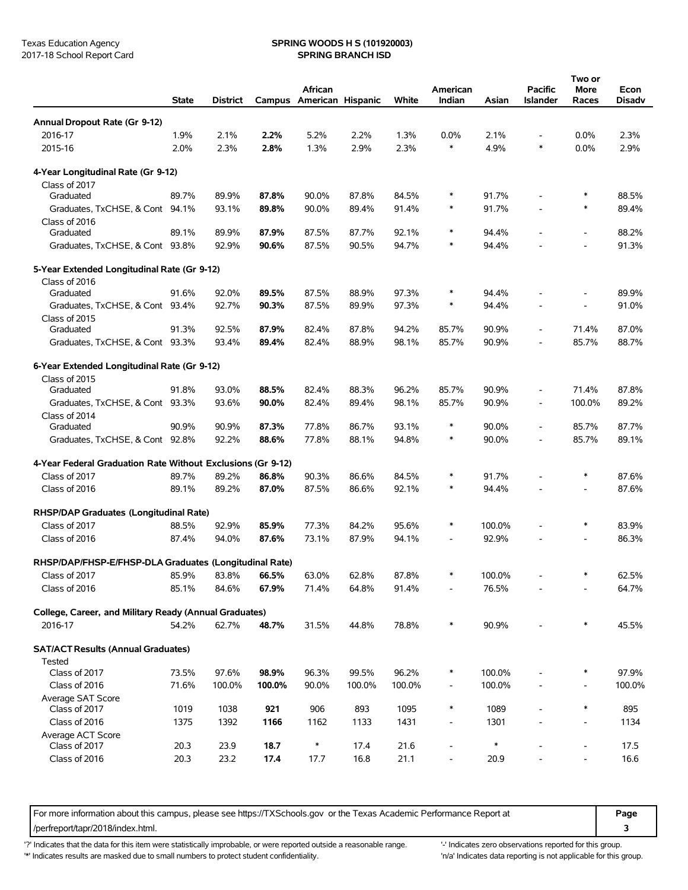Texas Education Agency
2017-18 School Report Card

**SPRING WOODS H S (101920003)**
**SPRING BRANCH ISD**

| | State | District | Campus | African American | Hispanic | White | American Indian | Asian | Pacific Islander | Two or More Races | Econ Disadv |
|---|---|---|---|---|---|---|---|---|---|---|---|
| **Annual Dropout Rate (Gr 9-12)** | | | | | | | | | | | |
| 2016-17 | 1.9% | 2.1% | **2.2%** | 5.2% | 2.2% | 1.3% | 0.0% | 2.1% | - | 0.0% | 2.3% |
| 2015-16 | 2.0% | 2.3% | **2.8%** | 1.3% | 2.9% | 2.3% | * | 4.9% | * | 0.0% | 2.9% |
| **4-Year Longitudinal Rate (Gr 9-12)** | | | | | | | | | | | |
| Class of 2017 | | | | | | | | | | | |
| Graduated | 89.7% | 89.9% | **87.8%** | 90.0% | 87.8% | 84.5% | * | 91.7% | - | * | 88.5% |
| Graduates, TxCHSE, & Cont | 94.1% | 93.1% | **89.8%** | 90.0% | 89.4% | 91.4% | * | 91.7% | - | * | 89.4% |
| Class of 2016 | | | | | | | | | | | |
| Graduated | 89.1% | 89.9% | **87.9%** | 87.5% | 87.7% | 92.1% | * | 94.4% | - | - | 88.2% |
| Graduates, TxCHSE, & Cont | 93.8% | 92.9% | **90.6%** | 87.5% | 90.5% | 94.7% | * | 94.4% | - | - | 91.3% |
| **5-Year Extended Longitudinal Rate (Gr 9-12)** | | | | | | | | | | | |
| Class of 2016 | | | | | | | | | | | |
| Graduated | 91.6% | 92.0% | **89.5%** | 87.5% | 88.9% | 97.3% | * | 94.4% | - | - | 89.9% |
| Graduates, TxCHSE, & Cont | 93.4% | 92.7% | **90.3%** | 87.5% | 89.9% | 97.3% | * | 94.4% | - | - | 91.0% |
| Class of 2015 | | | | | | | | | | | |
| Graduated | 91.3% | 92.5% | **87.9%** | 82.4% | 87.8% | 94.2% | 85.7% | 90.9% | - | 71.4% | 87.0% |
| Graduates, TxCHSE, & Cont | 93.3% | 93.4% | **89.4%** | 82.4% | 88.9% | 98.1% | 85.7% | 90.9% | - | 85.7% | 88.7% |
| **6-Year Extended Longitudinal Rate (Gr 9-12)** | | | | | | | | | | | |
| Class of 2015 | | | | | | | | | | | |
| Graduated | 91.8% | 93.0% | **88.5%** | 82.4% | 88.3% | 96.2% | 85.7% | 90.9% | - | 71.4% | 87.8% |
| Graduates, TxCHSE, & Cont | 93.3% | 93.6% | **90.0%** | 82.4% | 89.4% | 98.1% | 85.7% | 90.9% | - | 100.0% | 89.2% |
| Class of 2014 | | | | | | | | | | | |
| Graduated | 90.9% | 90.9% | **87.3%** | 77.8% | 86.7% | 93.1% | * | 90.0% | - | 85.7% | 87.7% |
| Graduates, TxCHSE, & Cont | 92.8% | 92.2% | **88.6%** | 77.8% | 88.1% | 94.8% | * | 90.0% | - | 85.7% | 89.1% |
| **4-Year Federal Graduation Rate Without Exclusions (Gr 9-12)** | | | | | | | | | | | |
| Class of 2017 | 89.7% | 89.2% | **86.8%** | 90.3% | 86.6% | 84.5% | * | 91.7% | - | * | 87.6% |
| Class of 2016 | 89.1% | 89.2% | **87.0%** | 87.5% | 86.6% | 92.1% | * | 94.4% | - | - | 87.6% |
| **RHSP/DAP Graduates (Longitudinal Rate)** | | | | | | | | | | | |
| Class of 2017 | 88.5% | 92.9% | **85.9%** | 77.3% | 84.2% | 95.6% | * | 100.0% | - | * | 83.9% |
| Class of 2016 | 87.4% | 94.0% | **87.6%** | 73.1% | 87.9% | 94.1% | - | 92.9% | - | - | 86.3% |
| **RHSP/DAP/FHSP-E/FHSP-DLA Graduates (Longitudinal Rate)** | | | | | | | | | | | |
| Class of 2017 | 85.9% | 83.8% | **66.5%** | 63.0% | 62.8% | 87.8% | * | 100.0% | - | * | 62.5% |
| Class of 2016 | 85.1% | 84.6% | **67.9%** | 71.4% | 64.8% | 91.4% | - | 76.5% | - | - | 64.7% |
| **College, Career, and Military Ready (Annual Graduates)** | | | | | | | | | | | |
| 2016-17 | 54.2% | 62.7% | **48.7%** | 31.5% | 44.8% | 78.8% | * | 90.9% | - | * | 45.5% |
| **SAT/ACT Results (Annual Graduates)** | | | | | | | | | | | |
| Tested | | | | | | | | | | | |
| Class of 2017 | 73.5% | 97.6% | **98.9%** | 96.3% | 99.5% | 96.2% | * | 100.0% | - | * | 97.9% |
| Class of 2016 | 71.6% | 100.0% | **100.0%** | 90.0% | 100.0% | 100.0% | - | 100.0% | - | - | 100.0% |
| Average SAT Score | | | | | | | | | | | |
| Class of 2017 | 1019 | 1038 | **921** | 906 | 893 | 1095 | * | 1089 | - | * | 895 |
| Class of 2016 | 1375 | 1392 | **1166** | 1162 | 1133 | 1431 | - | 1301 | - | - | 1134 |
| Average ACT Score | | | | | | | | | | | |
| Class of 2017 | 20.3 | 23.9 | **18.7** | * | 17.4 | 21.6 | - | * | - | - | 17.5 |
| Class of 2016 | 20.3 | 23.2 | **17.4** | 17.7 | 16.8 | 21.1 | - | 20.9 | - | - | 16.6 |

For more information about this campus, please see https://TXSchools.gov or the Texas Academic Performance Report at /perfreport/tapr/2018/index.html.

'?' Indicates that the data for this item were statistically improbable, or were reported outside a reasonable range.
'*' Indicates results are masked due to small numbers to protect student confidentiality.
'-' Indicates zero observations reported for this group.
'n/a' Indicates data reporting is not applicable for this group.